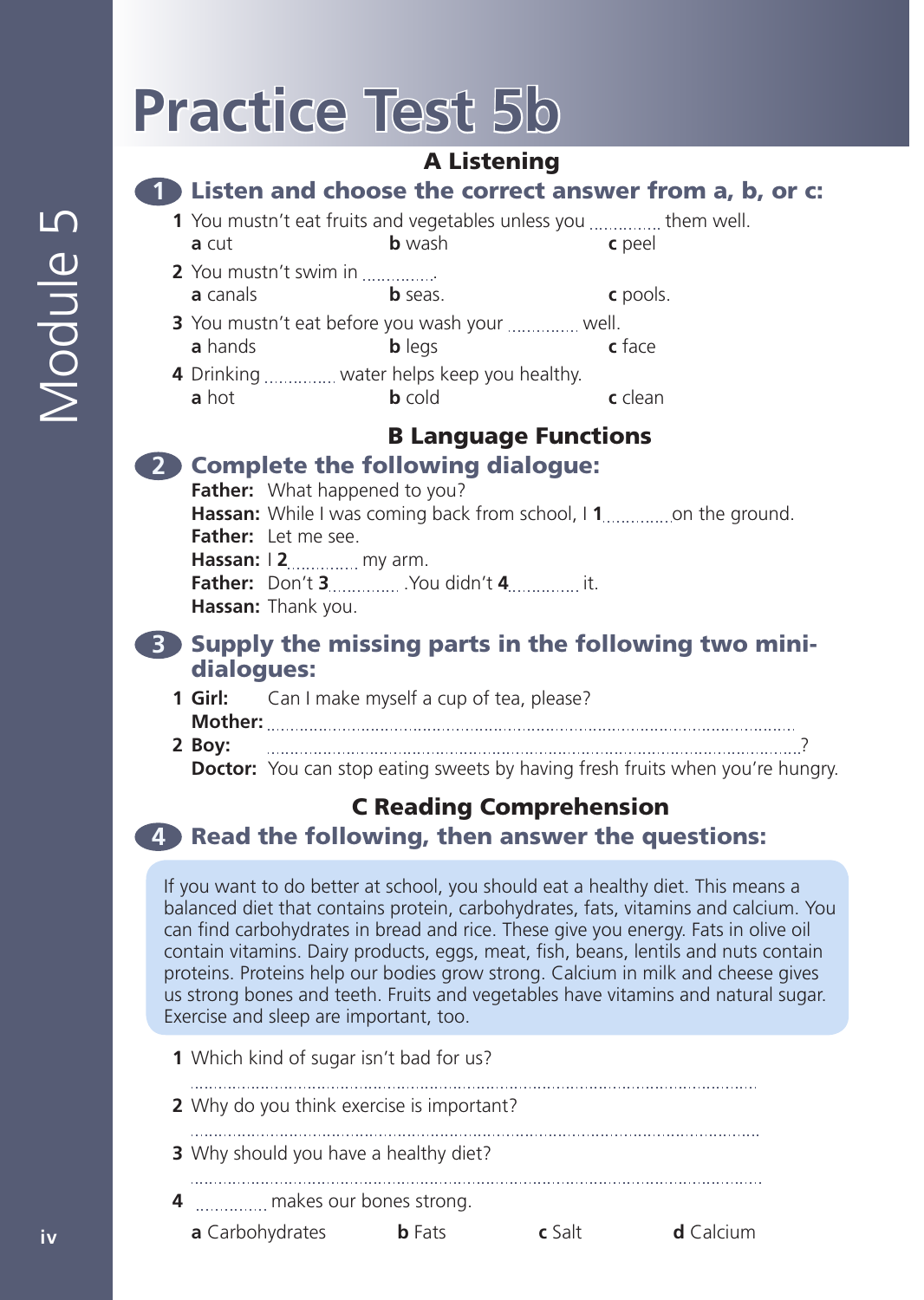# Practice Test 5b

## A Listening

**1** **Listen and choose the correct answer from a, b, or c:**

1 You mustn't eat fruits and vegetables unless you .............. them well.
**a** cut **b** wash **c** peel

2 You mustn't swim in ..............
**a** canals **b** seas. **c** pools.

3 You mustn't eat before you wash your .............. well.
**a** hands **b** legs **c** face

4 Drinking .............. water helps keep you healthy.
**a** hot **b** cold **c** clean

## B Language Functions

**2** **Complete the following dialogue:**

**Father:** What happened to you?
**Hassan:** While I was coming back from school, I **1**..............on the ground.
**Father:** Let me see.
**Hassan:** I **2**.............. my arm.
**Father:** Don't **3**.............. .You didn't **4**.............. it.
**Hassan:** Thank you.

**3** **Supply the missing parts in the following two mini-dialogues:**

1 **Girl:** Can I make myself a cup of tea, please?
**Mother:** ..............................................................................................

2 **Boy:** ..............................................................................................?
**Doctor:** You can stop eating sweets by having fresh fruits when you're hungry.

## C Reading Comprehension

**4** **Read the following, then answer the questions:**

If you want to do better at school, you should eat a healthy diet. This means a balanced diet that contains protein, carbohydrates, fats, vitamins and calcium. You can find carbohydrates in bread and rice. These give you energy. Fats in olive oil contain vitamins. Dairy products, eggs, meat, fish, beans, lentils and nuts contain proteins. Proteins help our bodies grow strong. Calcium in milk and cheese gives us strong bones and teeth. Fruits and vegetables have vitamins and natural sugar. Exercise and sleep are important, too.

1 Which kind of sugar isn't bad for us?
..............................................................................................

2 Why do you think exercise is important?
..............................................................................................

3 Why should you have a healthy diet?
..............................................................................................

4 .............. makes our bones strong.
**a** Carbohydrates **b** Fats **c** Salt **d** Calcium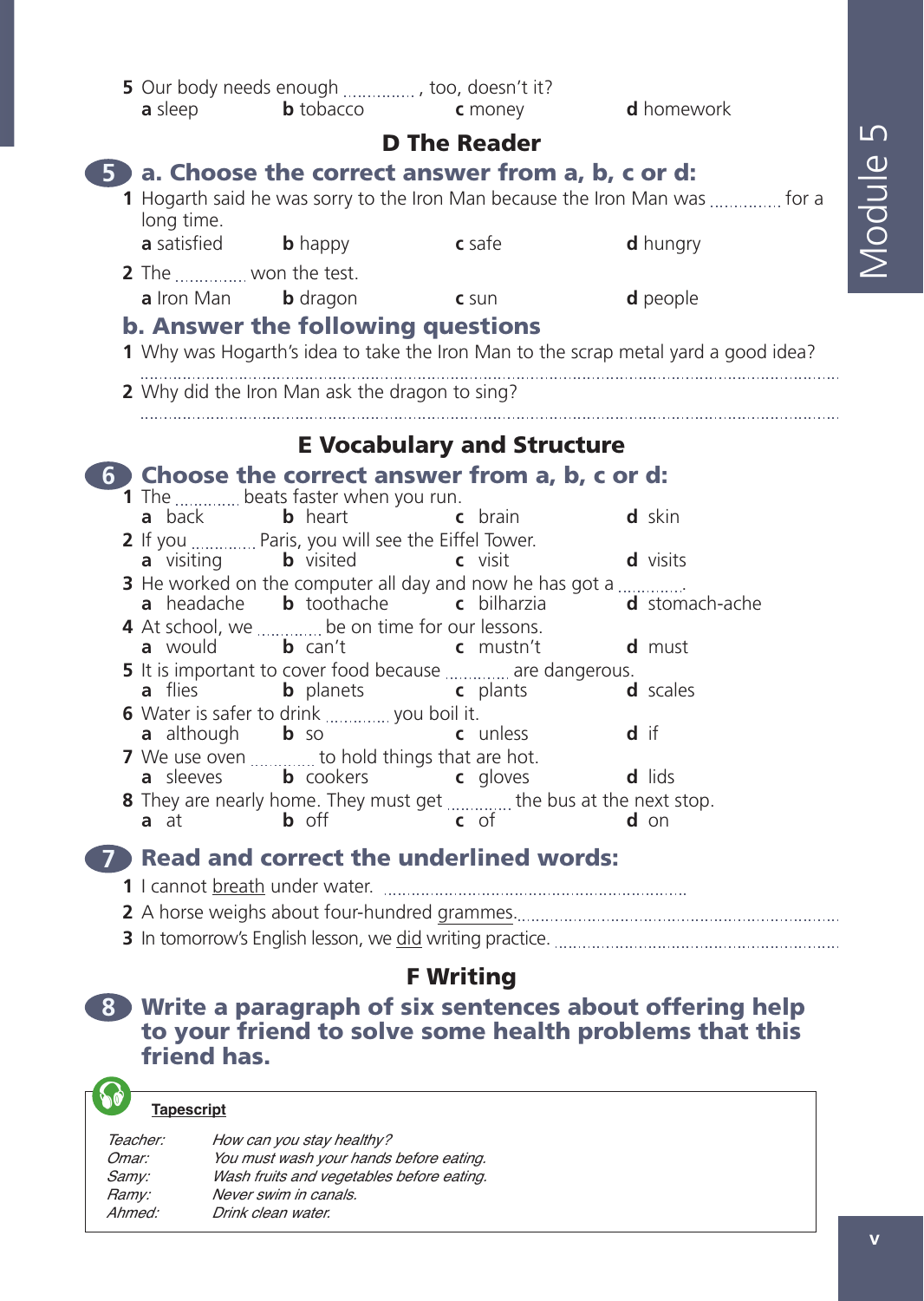5 Our body needs enough .............. , too, doesn't it?
a sleep b tobacco c money d homework

## D The Reader

### 5 a. Choose the correct answer from a, b, c or d:

1 Hogarth said he was sorry to the Iron Man because the Iron Man was .............. for a long time.
a satisfied b happy c safe d hungry

2 The .............. won the test.
a Iron Man b dragon c sun d people

### b. Answer the following questions

1 Why was Hogarth's idea to take the Iron Man to the scrap metal yard a good idea?
..........................................................................................................................................

2 Why did the Iron Man ask the dragon to sing?
..........................................................................................................................................

## E Vocabulary and Structure

### 6 Choose the correct answer from a, b, c or d:

1 The ............. beats faster when you run.
a back b heart c brain d skin

2 If you ............. Paris, you will see the Eiffel Tower.
a visiting b visited c visit d visits

3 He worked on the computer all day and now he has got a .............
a headache b toothache c bilharzia d stomach-ache

4 At school, we ............. be on time for our lessons.
a would b can't c mustn't d must

5 It is important to cover food because ............. are dangerous.
a flies b planets c plants d scales

6 Water is safer to drink ............. you boil it.
a although b so c unless d if

7 We use oven ............. to hold things that are hot.
a sleeves b cookers c gloves d lids

8 They are nearly home. They must get ............. the bus at the next stop.
a at b off c of d on

### 7 Read and correct the underlined words:

1 I cannot breath under water. ....................................................................

2 A horse weighs about four-hundred grammes. ....................................................................

3 In tomorrow's English lesson, we did writing practice. ....................................................................

## F Writing

### 8 Write a paragraph of six sentences about offering help to your friend to solve some health problems that this friend has.

**Tapescript**

*Teacher:* *How can you stay healthy?*
*Omar:* *You must wash your hands before eating.*
*Samy:* *Wash fruits and vegetables before eating.*
*Ramy:* *Never swim in canals.*
*Ahmed:* *Drink clean water.*